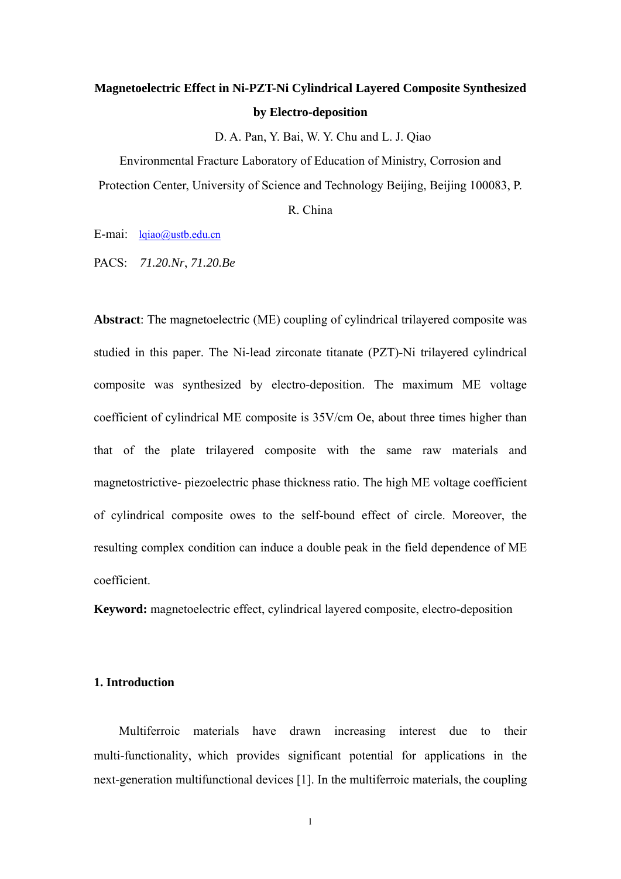# Magnetoelectric Effect in Ni-PZT-Ni Cylindrical Layered Composite Synthesized by Electro-deposition

D. A. Pan, Y. Bai, W. Y. Chu and L. J. Qiao

Environmental Fracture Laboratory of Education of Ministry, Corrosion and Protection Center, University of Science and Technology Beijing, Beijing 100083, P. R. China

E-mai: lqiao@ustb.edu.cn

PACS: *71.20.Nr*, *71.20.Be*

**Abstract**: The magnetoelectric (ME) coupling of cylindrical trilayered composite was studied in this paper. The Ni-lead zirconate titanate (PZT)-Ni trilayered cylindrical composite was synthesized by electro-deposition. The maximum ME voltage coefficient of cylindrical ME composite is 35V/cm Oe, about three times higher than that of the plate trilayered composite with the same raw materials and magnetostrictive- piezoelectric phase thickness ratio. The high ME voltage coefficient of cylindrical composite owes to the self-bound effect of circle. Moreover, the resulting complex condition can induce a double peak in the field dependence of ME coefficient.

**Keyword:** magnetoelectric effect, cylindrical layered composite, electro-deposition

## 1. Introduction

Multiferroic materials have drawn increasing interest due to their multi-functionality, which provides significant potential for applications in the next-generation multifunctional devices [1]. In the multiferroic materials, the coupling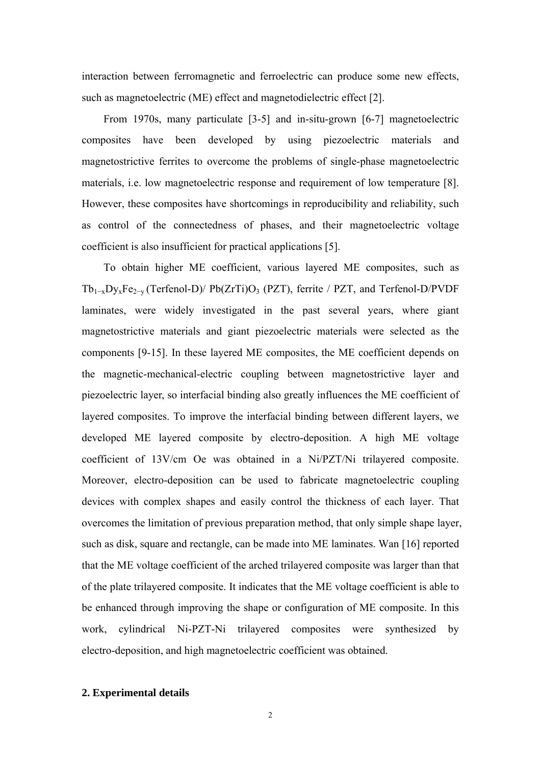interaction between ferromagnetic and ferroelectric can produce some new effects, such as magnetoelectric (ME) effect and magnetodielectric effect [2].

From 1970s, many particulate [3-5] and in-situ-grown [6-7] magnetoelectric composites have been developed by using piezoelectric materials and magnetostrictive ferrites to overcome the problems of single-phase magnetoelectric materials, i.e. low magnetoelectric response and requirement of low temperature [8]. However, these composites have shortcomings in reproducibility and reliability, such as control of the connectedness of phases, and their magnetoelectric voltage coefficient is also insufficient for practical applications [5].

To obtain higher ME coefficient, various layered ME composites, such as $Tb_{1-x}Dy_xFe_{2-y}$ (Terfenol-D)/ $Pb(ZrTi)O_3$ (PZT), ferrite / PZT, and Terfenol-D/PVDF laminates, were widely investigated in the past several years, where giant magnetostrictive materials and giant piezoelectric materials were selected as the components [9-15]. In these layered ME composites, the ME coefficient depends on the magnetic-mechanical-electric coupling between magnetostrictive layer and piezoelectric layer, so interfacial binding also greatly influences the ME coefficient of layered composites. To improve the interfacial binding between different layers, we developed ME layered composite by electro-deposition. A high ME voltage coefficient of 13V/cm Oe was obtained in a Ni/PZT/Ni trilayered composite. Moreover, electro-deposition can be used to fabricate magnetoelectric coupling devices with complex shapes and easily control the thickness of each layer. That overcomes the limitation of previous preparation method, that only simple shape layer, such as disk, square and rectangle, can be made into ME laminates. Wan [16] reported that the ME voltage coefficient of the arched trilayered composite was larger than that of the plate trilayered composite. It indicates that the ME voltage coefficient is able to be enhanced through improving the shape or configuration of ME composite. In this work, cylindrical Ni-PZT-Ni trilayered composites were synthesized by electro-deposition, and high magnetoelectric coefficient was obtained.

## 2. Experimental details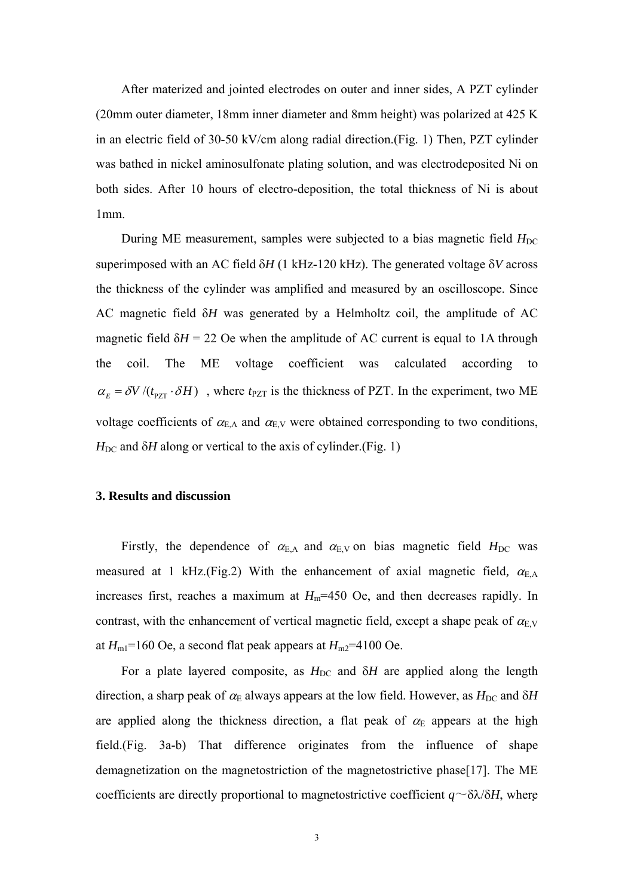After materized and jointed electrodes on outer and inner sides, A PZT cylinder (20mm outer diameter, 18mm inner diameter and 8mm height) was polarized at 425 K in an electric field of 30-50 kV/cm along radial direction.(Fig. 1) Then, PZT cylinder was bathed in nickel aminosulfonate plating solution, and was electrodeposited Ni on both sides. After 10 hours of electro-deposition, the total thickness of Ni is about 1mm.

During ME measurement, samples were subjected to a bias magnetic field $H_{DC}$ superimposed with an AC field $\delta H$ (1 kHz-120 kHz). The generated voltage $\delta V$ across the thickness of the cylinder was amplified and measured by an oscilloscope. Since AC magnetic field $\delta H$ was generated by a Helmholtz coil, the amplitude of AC magnetic field $\delta H$ = 22 Oe when the amplitude of AC current is equal to 1A through the coil. The ME voltage coefficient was calculated according to $\alpha_E = \delta V / (t_{PZT} \cdot \delta H)$ , where $t_{PZT}$ is the thickness of PZT. In the experiment, two ME voltage coefficients of $\alpha_{E,A}$ and $\alpha_{E,V}$ were obtained corresponding to two conditions, $H_{DC}$ and $\delta H$ along or vertical to the axis of cylinder.(Fig. 1)

### 3. Results and discussion

Firstly, the dependence of $\alpha_{E,A}$ and $\alpha_{E,V}$ on bias magnetic field $H_{DC}$ was measured at 1 kHz.(Fig.2) With the enhancement of axial magnetic field, $\alpha_{E,A}$ increases first, reaches a maximum at $H_m$=450 Oe, and then decreases rapidly. In contrast, with the enhancement of vertical magnetic field, except a shape peak of $\alpha_{E,V}$ at $H_{m1}$=160 Oe, a second flat peak appears at $H_{m2}$=4100 Oe.

For a plate layered composite, as $H_{DC}$ and $\delta H$ are applied along the length direction, a sharp peak of $\alpha_E$ always appears at the low field. However, as $H_{DC}$ and $\delta H$ are applied along the thickness direction, a flat peak of $\alpha_E$ appears at the high field.(Fig. 3a-b) That difference originates from the influence of shape demagnetization on the magnetostriction of the magnetostrictive phase[17]. The ME coefficients are directly proportional to magnetostrictive coefficient $q \sim \delta\lambda/\delta H$, where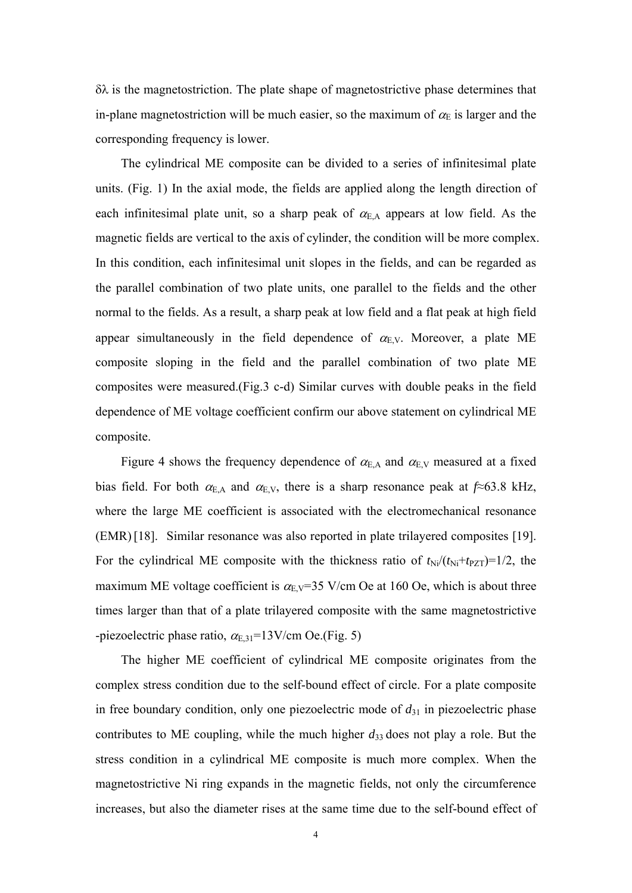$\delta\lambda$ is the magnetostriction. The plate shape of magnetostrictive phase determines that in-plane magnetostriction will be much easier, so the maximum of $\alpha_E$ is larger and the corresponding frequency is lower.

The cylindrical ME composite can be divided to a series of infinitesimal plate units. (Fig. 1) In the axial mode, the fields are applied along the length direction of each infinitesimal plate unit, so a sharp peak of $\alpha_{E,A}$ appears at low field. As the magnetic fields are vertical to the axis of cylinder, the condition will be more complex. In this condition, each infinitesimal unit slopes in the fields, and can be regarded as the parallel combination of two plate units, one parallel to the fields and the other normal to the fields. As a result, a sharp peak at low field and a flat peak at high field appear simultaneously in the field dependence of $\alpha_{E,V}$. Moreover, a plate ME composite sloping in the field and the parallel combination of two plate ME composites were measured.(Fig.3 c-d) Similar curves with double peaks in the field dependence of ME voltage coefficient confirm our above statement on cylindrical ME composite.

Figure 4 shows the frequency dependence of $\alpha_{E,A}$ and $\alpha_{E,V}$ measured at a fixed bias field. For both $\alpha_{E,A}$ and $\alpha_{E,V}$, there is a sharp resonance peak at $f\approx63.8$ kHz, where the large ME coefficient is associated with the electromechanical resonance (EMR) [18]. Similar resonance was also reported in plate trilayered composites [19]. For the cylindrical ME composite with the thickness ratio of $t_{Ni}/(t_{Ni}+t_{PZT})=1/2$, the maximum ME voltage coefficient is $\alpha_{E,V}=35$ V/cm Oe at 160 Oe, which is about three times larger than that of a plate trilayered composite with the same magnetostrictive -piezoelectric phase ratio, $\alpha_{E,31}=13$V/cm Oe.(Fig. 5)

The higher ME coefficient of cylindrical ME composite originates from the complex stress condition due to the self-bound effect of circle. For a plate composite in free boundary condition, only one piezoelectric mode of $d_{31}$ in piezoelectric phase contributes to ME coupling, while the much higher $d_{33}$ does not play a role. But the stress condition in a cylindrical ME composite is much more complex. When the magnetostrictive Ni ring expands in the magnetic fields, not only the circumference increases, but also the diameter rises at the same time due to the self-bound effect of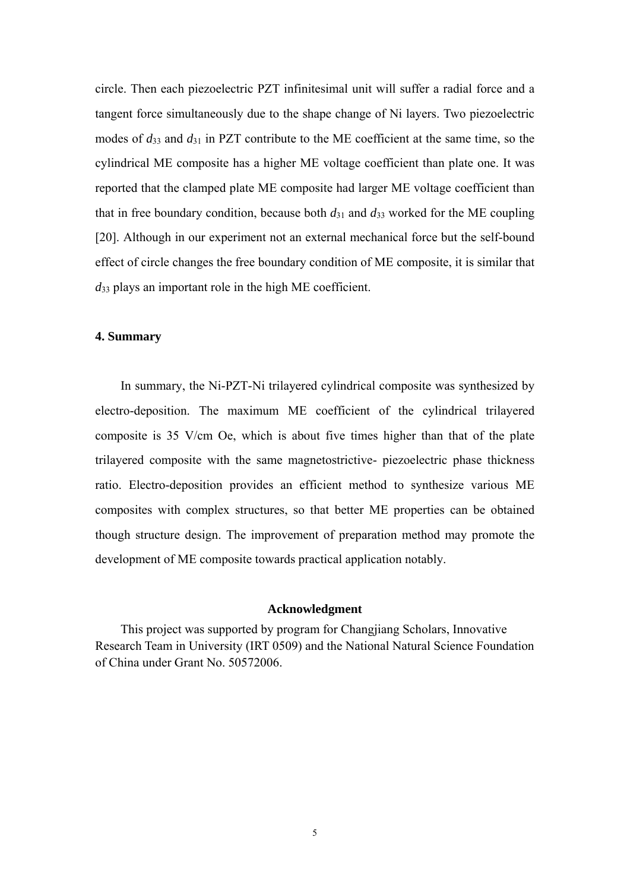circle. Then each piezoelectric PZT infinitesimal unit will suffer a radial force and a tangent force simultaneously due to the shape change of Ni layers. Two piezoelectric modes of $d_{33}$ and $d_{31}$ in PZT contribute to the ME coefficient at the same time, so the cylindrical ME composite has a higher ME voltage coefficient than plate one. It was reported that the clamped plate ME composite had larger ME voltage coefficient than that in free boundary condition, because both $d_{31}$ and $d_{33}$ worked for the ME coupling [20]. Although in our experiment not an external mechanical force but the self-bound effect of circle changes the free boundary condition of ME composite, it is similar that $d_{33}$ plays an important role in the high ME coefficient.

## 4. Summary

In summary, the Ni-PZT-Ni trilayered cylindrical composite was synthesized by electro-deposition. The maximum ME coefficient of the cylindrical trilayered composite is 35 V/cm Oe, which is about five times higher than that of the plate trilayered composite with the same magnetostrictive- piezoelectric phase thickness ratio. Electro-deposition provides an efficient method to synthesize various ME composites with complex structures, so that better ME properties can be obtained though structure design. The improvement of preparation method may promote the development of ME composite towards practical application notably.

### Acknowledgment

This project was supported by program for Changjiang Scholars, Innovative Research Team in University (IRT 0509) and the National Natural Science Foundation of China under Grant No. 50572006.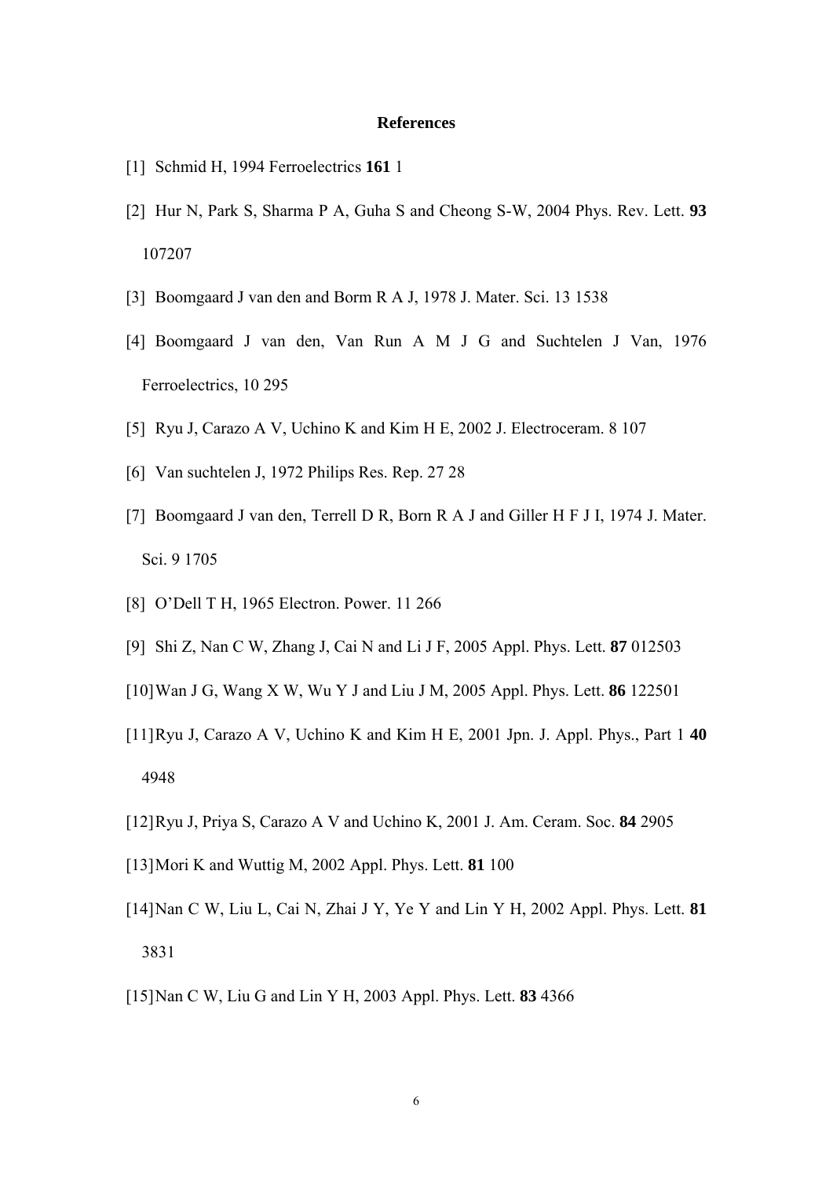# References

[1] Schmid H, 1994 Ferroelectrics **161** 1

[2] Hur N, Park S, Sharma P A, Guha S and Cheong S-W, 2004 Phys. Rev. Lett. **93** 107207

[3] Boomgaard J van den and Borm R A J, 1978 J. Mater. Sci. 13 1538

[4] Boomgaard J van den, Van Run A M J G and Suchtelen J Van, 1976 Ferroelectrics, 10 295

[5] Ryu J, Carazo A V, Uchino K and Kim H E, 2002 J. Electroceram. 8 107

[6] Van suchtelen J, 1972 Philips Res. Rep. 27 28

[7] Boomgaard J van den, Terrell D R, Born R A J and Giller H F J I, 1974 J. Mater. Sci. 9 1705

[8] O'Dell T H, 1965 Electron. Power. 11 266

[9] Shi Z, Nan C W, Zhang J, Cai N and Li J F, 2005 Appl. Phys. Lett. **87** 012503

[10] Wan J G, Wang X W, Wu Y J and Liu J M, 2005 Appl. Phys. Lett. **86** 122501

[11] Ryu J, Carazo A V, Uchino K and Kim H E, 2001 Jpn. J. Appl. Phys., Part 1 **40** 4948

[12] Ryu J, Priya S, Carazo A V and Uchino K, 2001 J. Am. Ceram. Soc. **84** 2905

[13] Mori K and Wuttig M, 2002 Appl. Phys. Lett. **81** 100

[14] Nan C W, Liu L, Cai N, Zhai J Y, Ye Y and Lin Y H, 2002 Appl. Phys. Lett. **81** 3831

[15] Nan C W, Liu G and Lin Y H, 2003 Appl. Phys. Lett. **83** 4366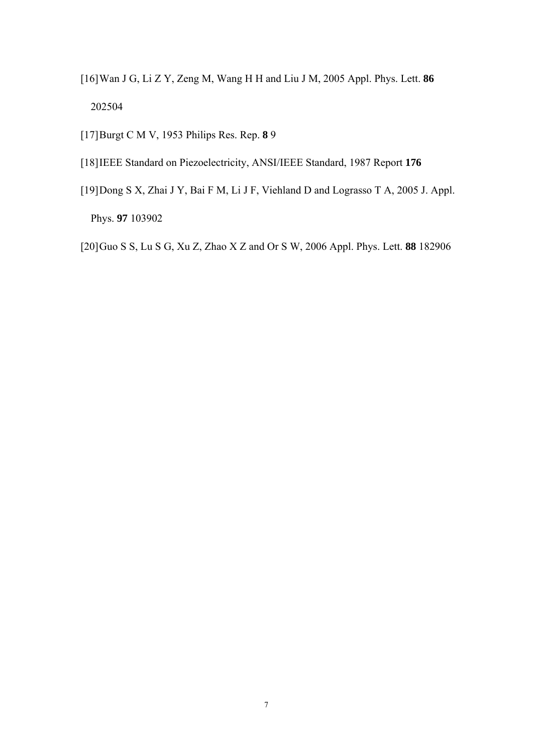[16] Wan J G, Li Z Y, Zeng M, Wang H H and Liu J M, 2005 Appl. Phys. Lett. **86** 202504

[17] Burgt C M V, 1953 Philips Res. Rep. **8** 9

[18] IEEE Standard on Piezoelectricity, ANSI/IEEE Standard, 1987 Report **176**

[19] Dong S X, Zhai J Y, Bai F M, Li J F, Viehland D and Lograsso T A, 2005 J. Appl. Phys. **97** 103902

[20] Guo S S, Lu S G, Xu Z, Zhao X Z and Or S W, 2006 Appl. Phys. Lett. **88** 182906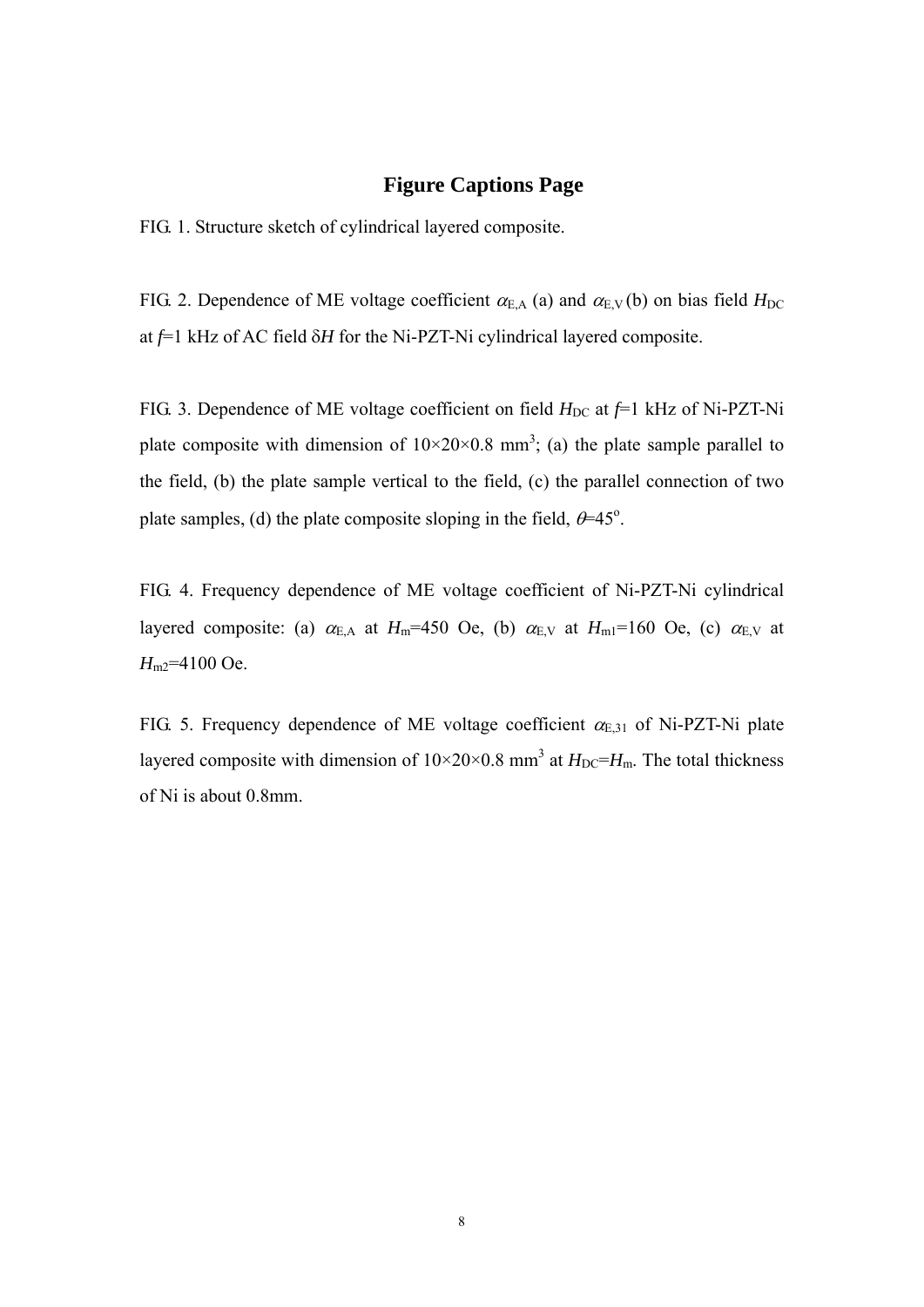## Figure Captions Page

FIG. 1. Structure sketch of cylindrical layered composite.

FIG. 2. Dependence of ME voltage coefficient $\alpha_{E,A}$ (a) and $\alpha_{E,V}$ (b) on bias field $H_{DC}$ at $f$=1 kHz of AC field $\delta H$ for the Ni-PZT-Ni cylindrical layered composite.

FIG. 3. Dependence of ME voltage coefficient on field $H_{DC}$ at $f$=1 kHz of Ni-PZT-Ni plate composite with dimension of $10\times20\times0.8$ mm$^3$; (a) the plate sample parallel to the field, (b) the plate sample vertical to the field, (c) the parallel connection of two plate samples, (d) the plate composite sloping in the field, $\theta$=45$^o$.

FIG. 4. Frequency dependence of ME voltage coefficient of Ni-PZT-Ni cylindrical layered composite: (a) $\alpha_{E,A}$ at $H_m$=450 Oe, (b) $\alpha_{E,V}$ at $H_{m1}$=160 Oe, (c) $\alpha_{E,V}$ at $H_{m2}$=4100 Oe.

FIG. 5. Frequency dependence of ME voltage coefficient $\alpha_{E,31}$ of Ni-PZT-Ni plate layered composite with dimension of $10\times20\times0.8$ mm$^3$ at $H_{DC}$=$H_m$. The total thickness of Ni is about 0.8mm.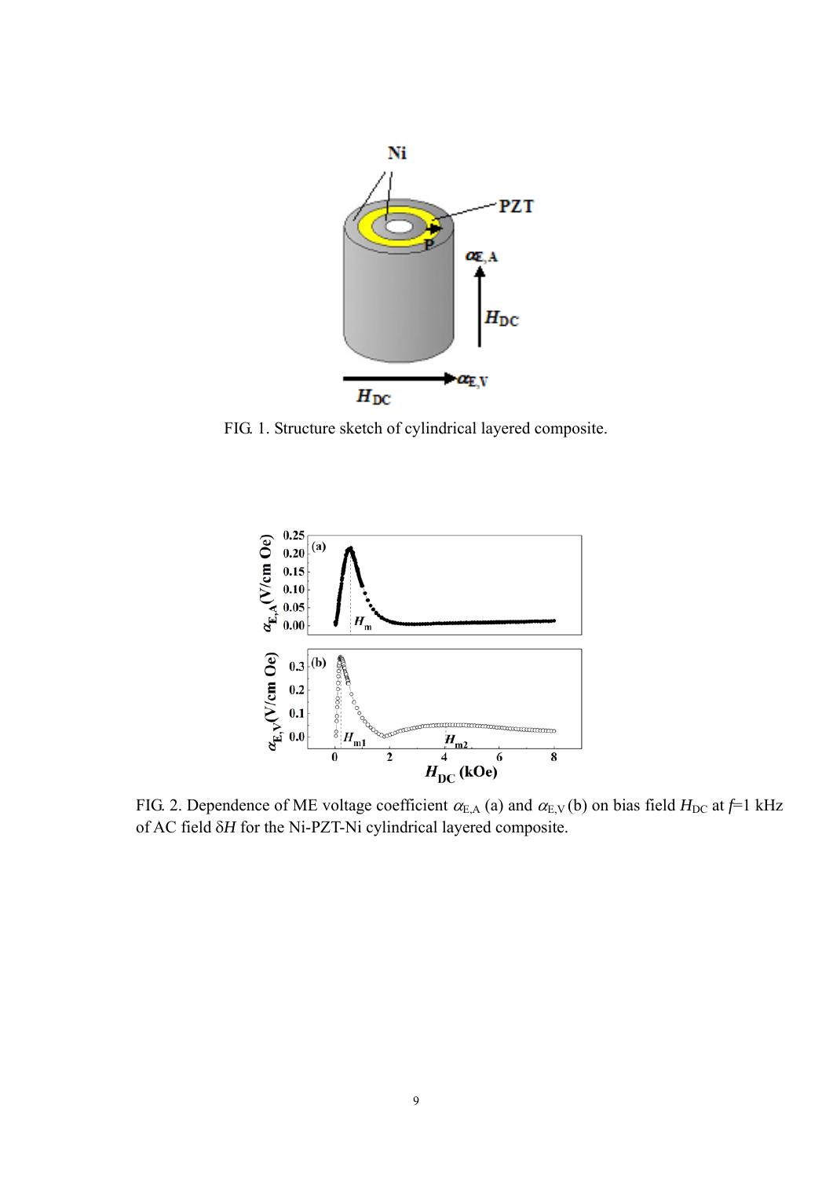FIG. 1. Structure sketch of cylindrical layered composite.

FIG. 2. Dependence of ME voltage coefficient $\alpha_{E,A}$ (a) and $\alpha_{E,V}$ (b) on bias field $H_{DC}$ at $f$=1 kHz of AC field $\delta H$ for the Ni-PZT-Ni cylindrical layered composite.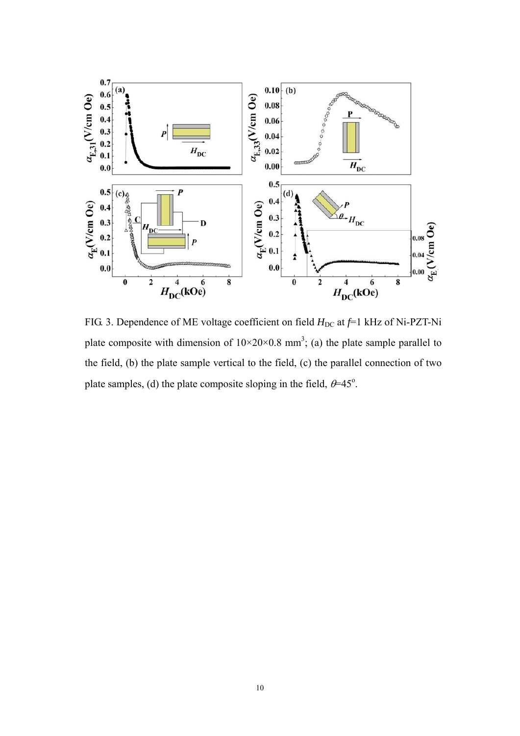FIG. 3. Dependence of ME voltage coefficient on field $H_{DC}$ at $f$=1 kHz of Ni-PZT-Ni plate composite with dimension of $10\times20\times0.8$ mm$^3$; (a) the plate sample parallel to the field, (b) the plate sample vertical to the field, (c) the parallel connection of two plate samples, (d) the plate composite sloping in the field, $\theta$=45$^{\text{o}}$.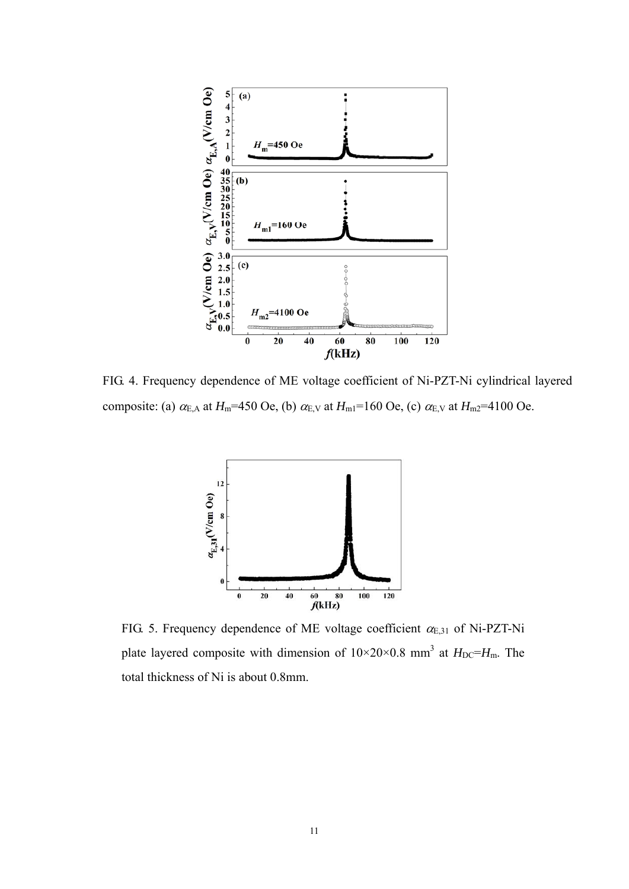(a)

$\alpha_{E,A}$(V/cm Oe)

$H_m$=450 Oe

(b)

$\alpha_{E,V}$(V/cm Oe)

$H_{m1}$=160 Oe

(c)

$\alpha_{E,V}$(V/cm Oe)

$H_{m2}$=4100 Oe

$f$(kHz)

FIG. 4. Frequency dependence of ME voltage coefficient of Ni-PZT-Ni cylindrical layered composite: (a) $\alpha_{E,A}$ at $H_m$=450 Oe, (b) $\alpha_{E,V}$ at $H_{m1}$=160 Oe, (c) $\alpha_{E,V}$ at $H_{m2}$=4100 Oe.

$\alpha_{E,31}$(V/cm Oe)

$f$(kHz)

FIG. 5. Frequency dependence of ME voltage coefficient $\alpha_{E,31}$ of Ni-PZT-Ni plate layered composite with dimension of 10×20×0.8 mm$^3$ at $H_{DC}$=$H_m$. The total thickness of Ni is about 0.8mm.